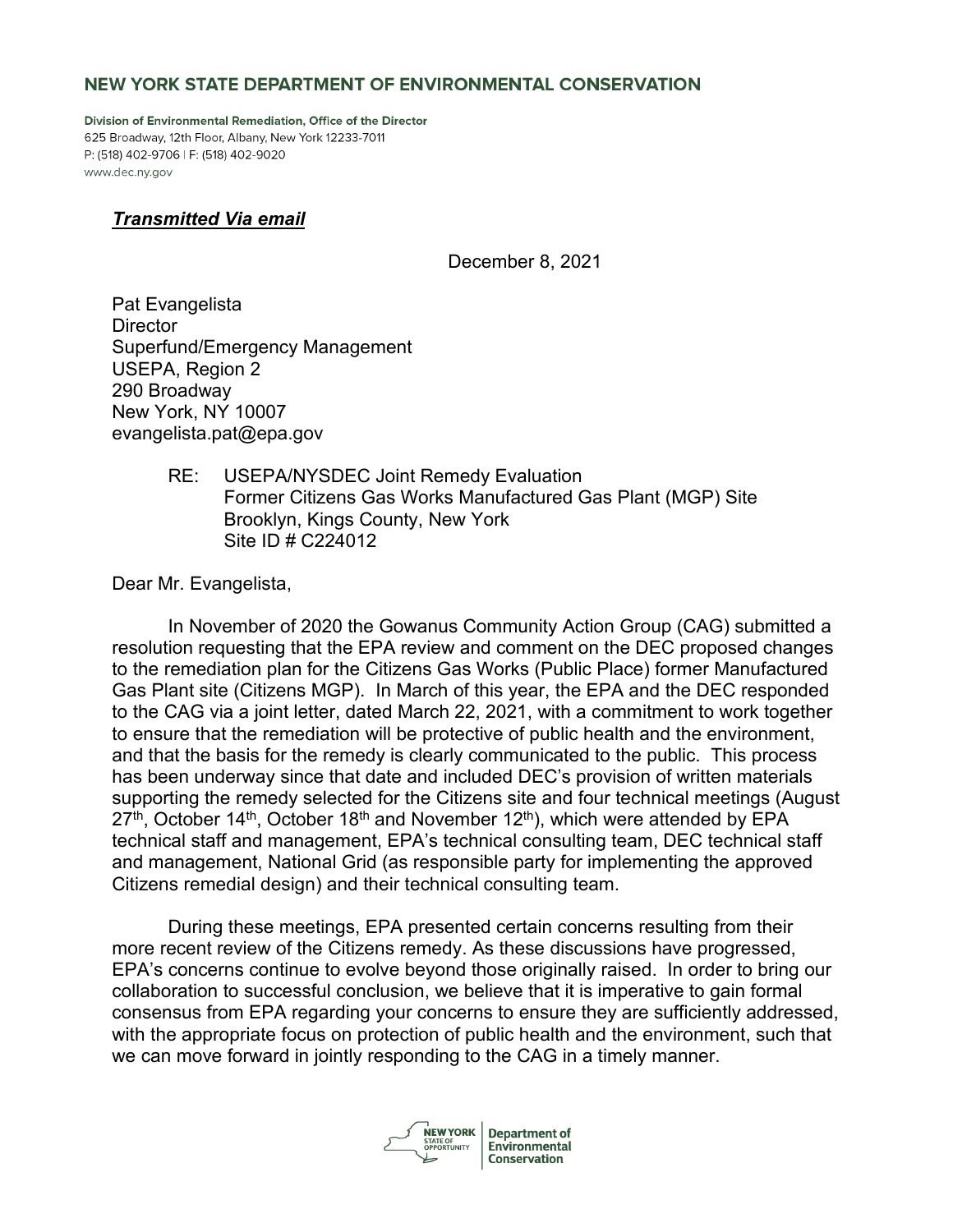# NEW YORK STATE DEPARTMENT OF ENVIRONMENTAL CONSERVATION

**Division of Environmental Remediation, Office of the Director**
625 Broadway, 12th Floor, Albany, New York 12233-7011
P: (518) 402-9706 | F: (518) 402-9020
www.dec.ny.gov

***Transmitted Via email***

December 8, 2021

Pat Evangelista
Director
Superfund/Emergency Management
USEPA, Region 2
290 Broadway
New York, NY 10007
evangelista.pat@epa.gov

RE: USEPA/NYSDEC Joint Remedy Evaluation
Former Citizens Gas Works Manufactured Gas Plant (MGP) Site
Brooklyn, Kings County, New York
Site ID # C224012

Dear Mr. Evangelista,

In November of 2020 the Gowanus Community Action Group (CAG) submitted a resolution requesting that the EPA review and comment on the DEC proposed changes to the remediation plan for the Citizens Gas Works (Public Place) former Manufactured Gas Plant site (Citizens MGP). In March of this year, the EPA and the DEC responded to the CAG via a joint letter, dated March 22, 2021, with a commitment to work together to ensure that the remediation will be protective of public health and the environment, and that the basis for the remedy is clearly communicated to the public. This process has been underway since that date and included DEC's provision of written materials supporting the remedy selected for the Citizens site and four technical meetings (August 27th, October 14th, October 18th and November 12th), which were attended by EPA technical staff and management, EPA's technical consulting team, DEC technical staff and management, National Grid (as responsible party for implementing the approved Citizens remedial design) and their technical consulting team.

During these meetings, EPA presented certain concerns resulting from their more recent review of the Citizens remedy. As these discussions have progressed, EPA's concerns continue to evolve beyond those originally raised. In order to bring our collaboration to successful conclusion, we believe that it is imperative to gain formal consensus from EPA regarding your concerns to ensure they are sufficiently addressed, with the appropriate focus on protection of public health and the environment, such that we can move forward in jointly responding to the CAG in a timely manner.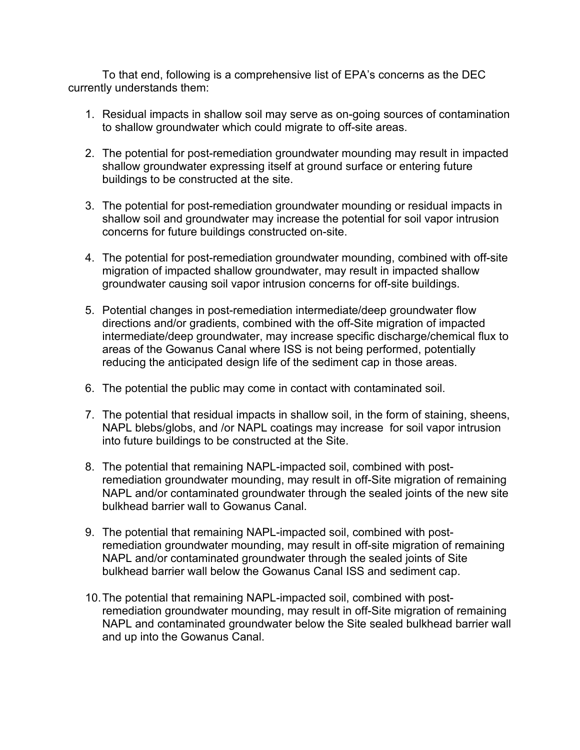To that end, following is a comprehensive list of EPA's concerns as the DEC currently understands them:

1. Residual impacts in shallow soil may serve as on-going sources of contamination to shallow groundwater which could migrate to off-site areas.

2. The potential for post-remediation groundwater mounding may result in impacted shallow groundwater expressing itself at ground surface or entering future buildings to be constructed at the site.

3. The potential for post-remediation groundwater mounding or residual impacts in shallow soil and groundwater may increase the potential for soil vapor intrusion concerns for future buildings constructed on-site.

4. The potential for post-remediation groundwater mounding, combined with off-site migration of impacted shallow groundwater, may result in impacted shallow groundwater causing soil vapor intrusion concerns for off-site buildings.

5. Potential changes in post-remediation intermediate/deep groundwater flow directions and/or gradients, combined with the off-Site migration of impacted intermediate/deep groundwater, may increase specific discharge/chemical flux to areas of the Gowanus Canal where ISS is not being performed, potentially reducing the anticipated design life of the sediment cap in those areas.

6. The potential the public may come in contact with contaminated soil.

7. The potential that residual impacts in shallow soil, in the form of staining, sheens, NAPL blebs/globs, and /or NAPL coatings may increase for soil vapor intrusion into future buildings to be constructed at the Site.

8. The potential that remaining NAPL-impacted soil, combined with post-remediation groundwater mounding, may result in off-Site migration of remaining NAPL and/or contaminated groundwater through the sealed joints of the new site bulkhead barrier wall to Gowanus Canal.

9. The potential that remaining NAPL-impacted soil, combined with post-remediation groundwater mounding, may result in off-site migration of remaining NAPL and/or contaminated groundwater through the sealed joints of Site bulkhead barrier wall below the Gowanus Canal ISS and sediment cap.

10. The potential that remaining NAPL-impacted soil, combined with post-remediation groundwater mounding, may result in off-Site migration of remaining NAPL and contaminated groundwater below the Site sealed bulkhead barrier wall and up into the Gowanus Canal.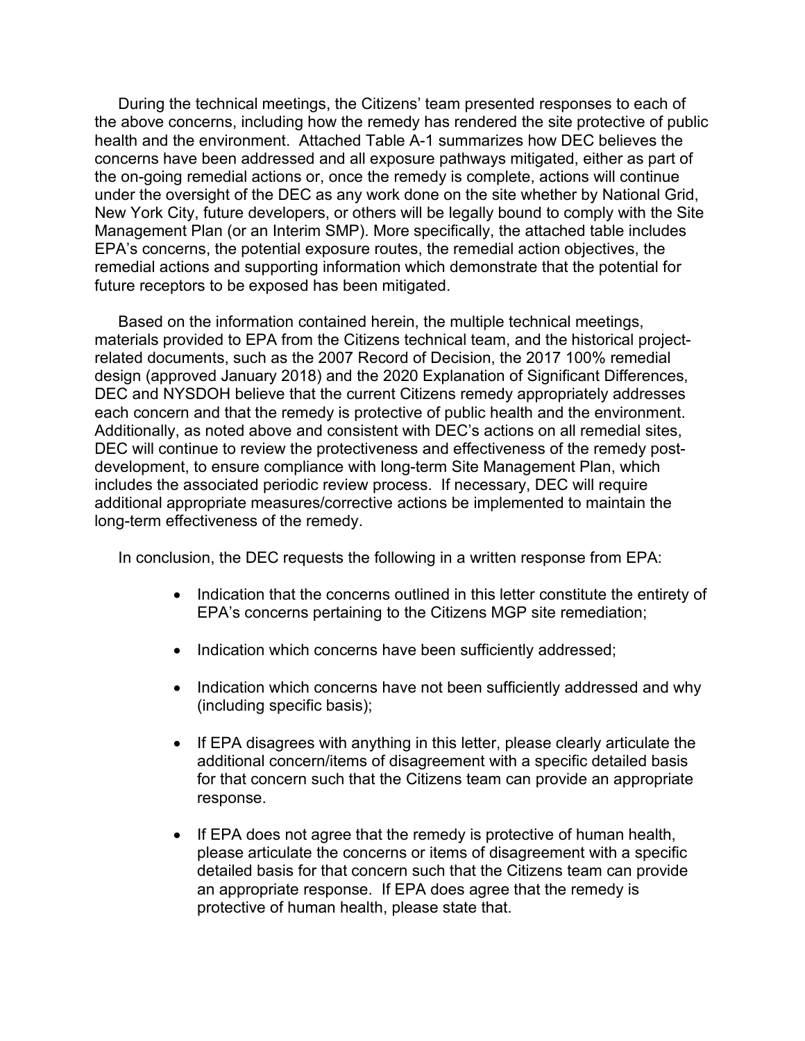During the technical meetings, the Citizens' team presented responses to each of the above concerns, including how the remedy has rendered the site protective of public health and the environment. Attached Table A-1 summarizes how DEC believes the concerns have been addressed and all exposure pathways mitigated, either as part of the on-going remedial actions or, once the remedy is complete, actions will continue under the oversight of the DEC as any work done on the site whether by National Grid, New York City, future developers, or others will be legally bound to comply with the Site Management Plan (or an Interim SMP). More specifically, the attached table includes EPA's concerns, the potential exposure routes, the remedial action objectives, the remedial actions and supporting information which demonstrate that the potential for future receptors to be exposed has been mitigated.

Based on the information contained herein, the multiple technical meetings, materials provided to EPA from the Citizens technical team, and the historical project-related documents, such as the 2007 Record of Decision, the 2017 100% remedial design (approved January 2018) and the 2020 Explanation of Significant Differences, DEC and NYSDOH believe that the current Citizens remedy appropriately addresses each concern and that the remedy is protective of public health and the environment. Additionally, as noted above and consistent with DEC's actions on all remedial sites, DEC will continue to review the protectiveness and effectiveness of the remedy post-development, to ensure compliance with long-term Site Management Plan, which includes the associated periodic review process. If necessary, DEC will require additional appropriate measures/corrective actions be implemented to maintain the long-term effectiveness of the remedy.

In conclusion, the DEC requests the following in a written response from EPA:

- Indication that the concerns outlined in this letter constitute the entirety of EPA's concerns pertaining to the Citizens MGP site remediation;

- Indication which concerns have been sufficiently addressed;

- Indication which concerns have not been sufficiently addressed and why (including specific basis);

- If EPA disagrees with anything in this letter, please clearly articulate the additional concern/items of disagreement with a specific detailed basis for that concern such that the Citizens team can provide an appropriate response.

- If EPA does not agree that the remedy is protective of human health, please articulate the concerns or items of disagreement with a specific detailed basis for that concern such that the Citizens team can provide an appropriate response. If EPA does agree that the remedy is protective of human health, please state that.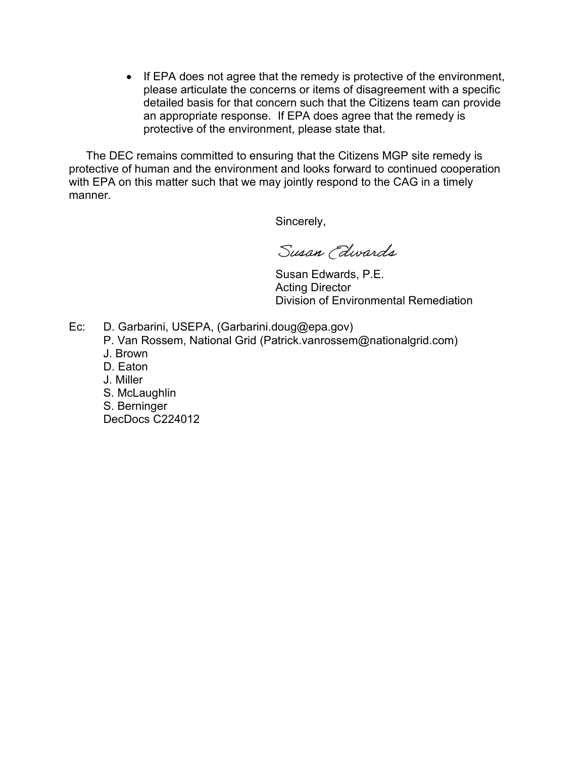- If EPA does not agree that the remedy is protective of the environment, please articulate the concerns or items of disagreement with a specific detailed basis for that concern such that the Citizens team can provide an appropriate response. If EPA does agree that the remedy is protective of the environment, please state that.

The DEC remains committed to ensuring that the Citizens MGP site remedy is protective of human and the environment and looks forward to continued cooperation with EPA on this matter such that we may jointly respond to the CAG in a timely manner.

Sincerely,

Susan Edwards

Susan Edwards, P.E.
Acting Director
Division of Environmental Remediation

Ec: D. Garbarini, USEPA, (Garbarini.doug@epa.gov)
P. Van Rossem, National Grid (Patrick.vanrossem@nationalgrid.com)
J. Brown
D. Eaton
J. Miller
S. McLaughlin
S. Berninger
DecDocs C224012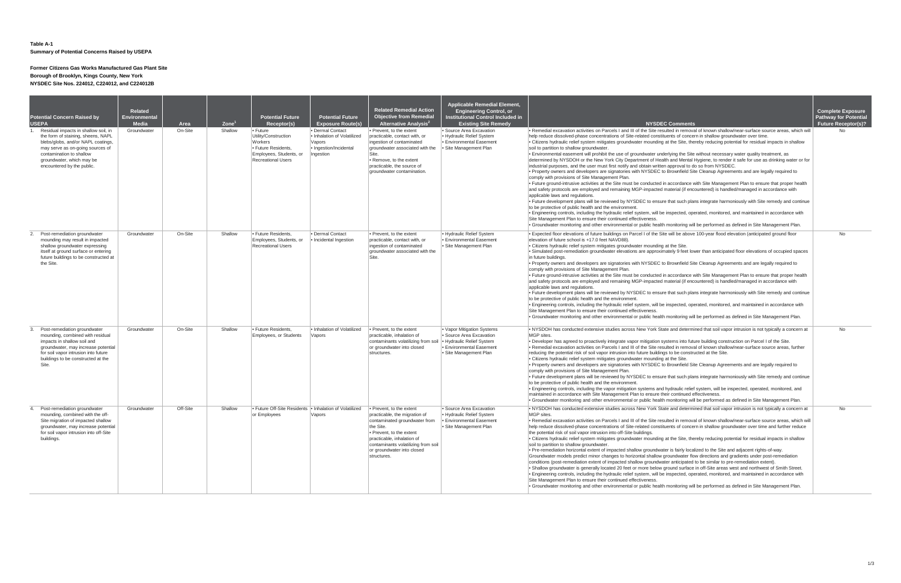**Table A-1**
**Summary of Potential Concerns Raised by USEPA**

**Former Citizens Gas Works Manufactured Gas Plant Site**
**Borough of Brooklyn, Kings County, New York**
**NYSDEC Site Nos. 224012, C224012, and C224012B**

| Potential Concern Raised by USEPA | Related Environmental Media | Area | Zone[1] | Potential Future Receptor(s) | Potential Future Exposure Route(s) | Related Remedial Action Objective from Remedial Alternative Analysis[2] | Applicable Remedial Element, Engineering Control, or Institutional Control Included in Existing Site Remedy | NYSDEC Comments | Complete Exposure Pathway for Potential Future Receptor(s)? |
|---|---|---|---|---|---|---|---|---|---|
| 1. Residual impacts in shallow soil, in the form of staining, sheens, NAPL blebs/globs, and/or NAPL coatings, may serve as on-going sources of contamination to shallow groundwater, which may be encountered by the public. | Groundwater | On-Site | Shallow | • Future Utility/Construction Workers<br>• Future Residents, Employees, Students, or Recreational Users | • Dermal Contact<br>• Inhalation of Volatilized Vapors<br>• Ingestion/Incidental Ingestion | • Prevent, to the extent practicable, contact with, or ingestion of contaminated groundwater associated with the Site.<br>• Remove, to the extent practicable, the source of groundwater contamination. | • Source Area Excavation<br>• Hydraulic Relief System<br>• Environmental Easement<br>• Site Management Plan | • Remedial excavation activities on Parcels I and III of the Site resulted in removal of known shallow/near-surface source areas, which will help reduce dissolved-phase concentrations of Site-related constituents of concern in shallow groundwater over time.<br>• Citizens hydraulic relief system mitigates groundwater mounding at the Site, thereby reducing potential for residual impacts in shallow soil to partition to shallow groundwater.<br>• Environmental easement will prohibit the use of groundwater underlying the Site without necessary water quality treatment, as determined by NYSDOH or the New York City Department of Health and Mental Hygiene, to render it safe for use as drinking water or for industrial purposes, and the user must first notify and obtain written approval to do so from NYSDEC.<br>• Property owners and developers are signatories with NYSDEC to Brownfield Site Cleanup Agreements and are legally required to comply with provisions of Site Management Plan.<br>• Future ground-intrusive activities at the Site must be conducted in accordance with Site Management Plan to ensure that proper health and safety protocols are employed and remaining MGP-impacted material (if encountered) is handled/managed in accordance with applicable laws and regulations.<br>• Future development plans will be reviewed by NYSDEC to ensure that such plans integrate harmoniously with Site remedy and continue to be protective of public health and the environment.<br>• Engineering controls, including the hydraulic relief system, will be inspected, operated, monitored, and maintained in accordance with Site Management Plan to ensure their continued effectiveness.<br>• Groundwater monitoring and other environmental or public health monitoring will be performed as defined in Site Management Plan. | No |
| 2. Post-remediation groundwater mounding may result in impacted shallow groundwater expressing itself at ground surface or entering future buildings to be constructed at the Site. | Groundwater | On-Site | Shallow | • Future Residents, Employees, Students, or Recreational Users | • Dermal Contact<br>• Incidental Ingestion | • Prevent, to the extent practicable, contact with, or ingestion of contaminated groundwater associated with the Site. | • Hydraulic Relief System<br>• Environmental Easement<br>• Site Management Plan | • Expected floor elevations of future buildings on Parcel I of the Site will be above 100-year flood elevation (anticipated ground floor elevation of future school is +17.0 feet NAVD88).<br>• Citizens hydraulic relief system mitigates groundwater mounding at the Site.<br>• Simulated post-remediation groundwater elevations are approximately 9 feet lower than anticipated floor elevations of occupied spaces in future buildings.<br>• Property owners and developers are signatories with NYSDEC to Brownfield Site Cleanup Agreements and are legally required to comply with provisions of Site Management Plan.<br>• Future ground-intrusive activities at the Site must be conducted in accordance with Site Management Plan to ensure that proper health and safety protocols are employed and remaining MGP-impacted material (if encountered) is handled/managed in accordance with applicable laws and regulations.<br>• Future development plans will be reviewed by NYSDEC to ensure that such plans integrate harmoniously with Site remedy and continue to be protective of public health and the environment.<br>• Engineering controls, including the hydraulic relief system, will be inspected, operated, monitored, and maintained in accordance with Site Management Plan to ensure their continued effectiveness.<br>• Groundwater monitoring and other environmental or public health monitoring will be performed as defined in Site Management Plan. | No |
| 3. Post-remediation groundwater mounding, combined with residual impacts in shallow soil and groundwater, may increase potential for soil vapor intrusion into future buildings to be constructed at the Site. | Groundwater | On-Site | Shallow | • Future Residents, Employees, or Students | • Inhalation of Volatilized Vapors | • Prevent, to the extent practicable, inhalation of contaminants volatilizing from soil or groundwater into closed structures. | • Vapor Mitigation Systems<br>• Source Area Excavation<br>• Hydraulic Relief System<br>• Environmental Easement<br>• Site Management Plan | • NYSDOH has conducted extensive studies across New York State and determined that soil vapor intrusion is not typically a concern at MGP sites.<br>• Developer has agreed to proactively integrate vapor mitigation systems into future building construction on Parcel I of the Site.<br>• Remedial excavation activities on Parcels I and III of the Site resulted in removal of known shallow/near-surface source areas, further reducing the potential risk of soil vapor intrusion into future buildings to be constructed at the Site.<br>• Citizens hydraulic relief system mitigates groundwater mounding at the Site.<br>• Property owners and developers are signatories with NYSDEC to Brownfield Site Cleanup Agreements and are legally required to comply with provisions of Site Management Plan.<br>• Future development plans will be reviewed by NYSDEC to ensure that such plans integrate harmoniously with Site remedy and continue to be protective of public health and the environment.<br>• Engineering controls, including the vapor mitigation systems and hydraulic relief system, will be inspected, operated, monitored, and maintained in accordance with Site Management Plan to ensure their continued effectiveness.<br>• Groundwater monitoring and other environmental or public health monitoring will be performed as defined in Site Management Plan. | No |
| 4. Post-remediation groundwater mounding, combined with the off-Site migration of impacted shallow groundwater, may increase potential for soil vapor intrusion into off-Site buildings. | Groundwater | Off-Site | Shallow | • Future Off-Site Residents or Employees | • Inhalation of Volatilized Vapors | • Prevent, to the extent practicable, the migration of contaminated groundwater from the Site.<br>• Prevent, to the extent practicable, inhalation of contaminants volatilizing from soil or groundwater into closed structures. | • Source Area Excavation<br>• Hydraulic Relief System<br>• Environmental Easement<br>• Site Management Plan | • NYSDOH has conducted extensive studies across New York State and determined that soil vapor intrusion is not typically a concern at MGP sites.<br>• Remedial excavation activities on Parcels I and III of the Site resulted in removal of known shallow/near-surface source areas, which will help reduce dissolved-phase concentrations of Site-related constituents of concern in shallow groundwater over time and further reduce the potential risk of soil vapor intrusion into off-Site buildings.<br>• Citizens hydraulic relief system mitigates groundwater mounding at the Site, thereby reducing potential for residual impacts in shallow soil to partition to shallow groundwater.<br>• Pre-remediation horizontal extent of impacted shallow groundwater is fairly localized to the Site and adjacent rights-of-way. Groundwater models predict minor changes to horizontal shallow groundwater flow directions and gradients under post-remediation conditions (post-remediation extent of impacted shallow groundwater anticipated to be similar to pre-remediation extent).<br>• Shallow groundwater is generally located 20 feet or more below ground surface in off-Site areas west and northwest of Smith Street.<br>• Engineering controls, including the hydraulic relief system, will be inspected, operated, monitored, and maintained in accordance with Site Management Plan to ensure their continued effectiveness.<br>• Groundwater monitoring and other environmental or public health monitoring will be performed as defined in Site Management Plan. | No |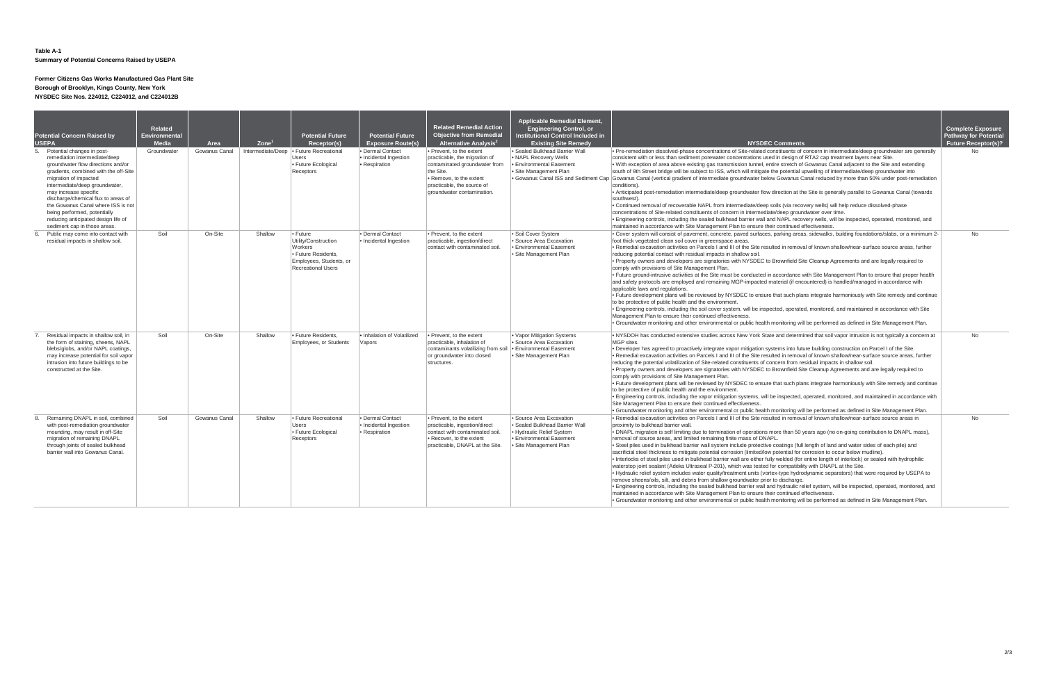**Table A-1**
**Summary of Potential Concerns Raised by USEPA**

**Former Citizens Gas Works Manufactured Gas Plant Site**
**Borough of Brooklyn, Kings County, New York**
**NYSDEC Site Nos. 224012, C224012, and C224012B**

| Potential Concern Raised by USEPA | Related Environmental Media | Area | Zone[1] | Potential Future Receptor(s) | Potential Future Exposure Route(s) | Related Remedial Action Objective from Remedial Alternative Analysis[2] | Applicable Remedial Element, Engineering Control, or Institutional Control Included in Existing Site Remedy | NYSDEC Comments | Complete Exposure Pathway for Potential Future Receptor(s)? |
|---|---|---|---|---|---|---|---|---|---|
| 5. Potential changes in post-remediation intermediate/deep groundwater flow directions and/or gradients, combined with the off-Site migration of impacted intermediate/deep groundwater, may increase specific discharge/chemical flux to areas of the Gowanus Canal where ISS is not being performed, potentially reducing anticipated design life of sediment cap in those areas. | Groundwater | Gowanus Canal | Intermediate/Deep | • Future Recreational Users<br>• Future Ecological Receptors | • Dermal Contact<br>• Incidental Ingestion<br>• Respiration | • Prevent, to the extent practicable, the migration of contaminated groundwater from the Site.<br>• Remove, to the extent practicable, the source of groundwater contamination. | • Sealed Bulkhead Barrier Wall<br>• NAPL Recovery Wells<br>• Environmental Easement<br>• Site Management Plan<br>• Gowanus Canal ISS and Sediment Cap | • Pre-remediation dissolved-phase concentrations of Site-related constituents of concern in intermediate/deep groundwater are generally consistent with or less than sediment porewater concentrations used in design of RTA2 cap treatment layers near Site.<br>• With exception of area above existing gas transmission tunnel, entire stretch of Gowanus Canal adjacent to the Site and extending south of 9th Street bridge will be subject to ISS, which will mitigate the potential upwelling of intermediate/deep groundwater into Gowanus Canal (vertical gradient of intermediate groundwater below Gowanus Canal reduced by more than 50% under post-remediation conditions).<br>• Anticipated post-remediation intermediate/deep groundwater flow direction at the Site is generally parallel to Gowanus Canal (towards southwest).<br>• Continued removal of recoverable NAPL from intermediate/deep soils (via recovery wells) will help reduce dissolved-phase concentrations of Site-related constituents of concern in intermediate/deep groundwater over time.<br>• Engineering controls, including the sealed bulkhead barrier wall and NAPL recovery wells, will be inspected, operated, monitored, and maintained in accordance with Site Management Plan to ensure their continued effectiveness. | No |
| 6. Public may come into contact with residual impacts in shallow soil. | Soil | On-Site | Shallow | • Future Utility/Construction Workers<br>• Future Residents, Employees, Students, or Recreational Users | • Dermal Contact<br>• Incidental Ingestion | • Prevent, to the extent practicable, ingestion/direct contact with contaminated soil. | • Soil Cover System<br>• Source Area Excavation<br>• Environmental Easement<br>• Site Management Plan | • Cover system will consist of pavement, concrete, paved surfaces, parking areas, sidewalks, building foundations/slabs, or a minimum 2-foot thick vegetated clean soil cover in greenspace areas.<br>• Remedial excavation activities on Parcels I and III of the Site resulted in removal of known shallow/near-surface source areas, further reducing potential contact with residual impacts in shallow soil.<br>• Property owners and developers are signatories with NYSDEC to Brownfield Site Cleanup Agreements and are legally required to comply with provisions of Site Management Plan.<br>• Future ground-intrusive activities at the Site must be conducted in accordance with Site Management Plan to ensure that proper health and safety protocols are employed and remaining MGP-impacted material (if encountered) is handled/managed in accordance with applicable laws and regulations.<br>• Future development plans will be reviewed by NYSDEC to ensure that such plans integrate harmoniously with Site remedy and continue to be protective of public health and the environment.<br>• Engineering controls, including the soil cover system, will be inspected, operated, monitored, and maintained in accordance with Site Management Plan to ensure their continued effectiveness.<br>• Groundwater monitoring and other environmental or public health monitoring will be performed as defined in Site Management Plan. | No |
| 7. Residual impacts in shallow soil, in the form of staining, sheens, NAPL blebs/globs, and/or NAPL coatings, may increase potential for soil vapor intrusion into future buildings to be constructed at the Site. | Soil | On-Site | Shallow | • Future Residents, Employees, and Students | • Inhalation of Volatilized Vapors | • Prevent, to the extent practicable, inhalation of contaminants volatilizing from soil or groundwater into closed structures. | • Vapor Mitigation Systems<br>• Source Area Excavation<br>• Environmental Easement<br>• Site Management Plan | • NYSDOH has conducted extensive studies across New York State and determined that soil vapor intrusion is not typically a concern at MGP sites.<br>• Developer has agreed to proactively integrate vapor mitigation systems into future building construction on Parcel I of the Site.<br>• Remedial excavation activities on Parcels I and III of the Site resulted in removal of known shallow/near-surface source areas, further reducing the potential volatilization of Site-related constituents of concern from residual impacts in shallow soil.<br>• Property owners and developers are signatories with NYSDEC to Brownfield Site Cleanup Agreements and are legally required to comply with provisions of Site Management Plan.<br>• Future development plans will be reviewed by NYSDEC to ensure that such plans integrate harmoniously with Site remedy and continue to be protective of public health and the environment.<br>• Engineering controls, including the vapor mitigation systems, will be inspected, operated, monitored, and maintained in accordance with Site Management Plan to ensure their continued effectiveness.<br>• Groundwater monitoring and other environmental or public health monitoring will be performed as defined in Site Management Plan. | No |
| 8. Remaining DNAPL in soil, combined with post-remediation groundwater mounding, may result in off-Site migration of remaining DNAPL through joints of sealed bulkhead barrier wall into Gowanus Canal. | Soil | Gowanus Canal | Shallow | • Future Recreational Users<br>• Future Ecological Receptors | • Dermal Contact<br>• Incidental Ingestion<br>• Respiration | • Prevent, to the extent practicable, ingestion/direct contact with contaminated soil.<br>• Recover, to the extent practicable, DNAPL at the Site. | • Source Area Excavation<br>• Sealed Bulkhead Barrier Wall<br>• Hydraulic Relief System<br>• Environmental Easement<br>• Site Management Plan | • Remedial excavation activities on Parcels I and III of the Site resulted in removal of known shallow/near-surface source areas in proximity to bulkhead barrier wall.<br>• DNAPL migration is self limiting due to termination of operations more than 50 years ago (no on-going contribution to DNAPL mass), removal of source areas, and limited remaining finite mass of DNAPL.<br>• Steel piles used in bulkhead barrier wall system include protective coatings (full length of land and water sides of each pile) and sacrificial steel thickness to mitigate potential corrosion (limited/low potential for corrosion to occur below mudline).<br>• Interlocks of steel piles used in bulkhead barrier wall are either fully welded (for entire length of interlock) or sealed with hydrophilic waterstop joint sealant (Adeka Ultraseal P-201), which was tested for compatibility with DNAPL at the Site.<br>• Hydraulic relief system includes water quality/treatment units (vortex-type hydrodynamic separators) that were required by USEPA to remove sheens/oils, silt, and debris from shallow groundwater prior to discharge.<br>• Engineering controls, including the sealed bulkhead barrier wall and hydraulic relief system, will be inspected, operated, monitored, and maintained in accordance with Site Management Plan to ensure their continued effectiveness.<br>• Groundwater monitoring and other environmental or public health monitoring will be performed as defined in Site Management Plan. | No |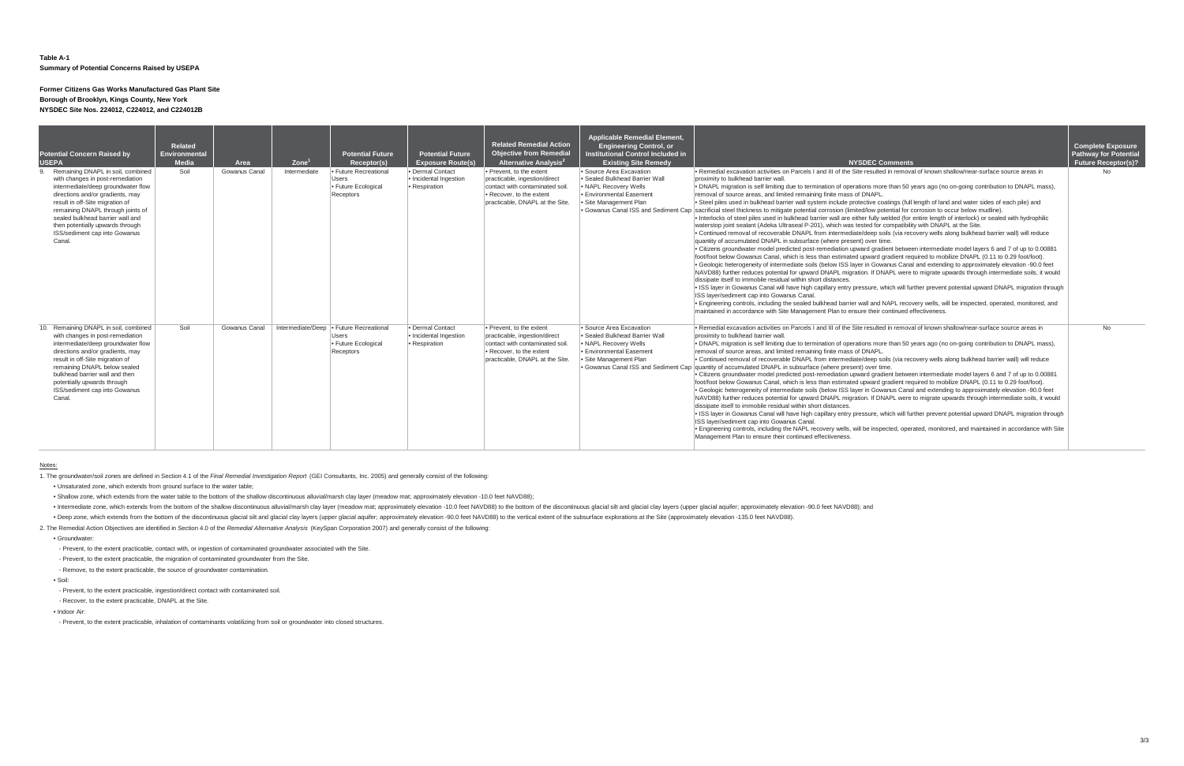**Table A-1**
**Summary of Potential Concerns Raised by USEPA**

**Former Citizens Gas Works Manufactured Gas Plant Site**
**Borough of Brooklyn, Kings County, New York**
**NYSDEC Site Nos. 224012, C224012, and C224012B**

| Potential Concern Raised by USEPA | Related Environmental Media | Area | Zone[1] | Potential Future Receptor(s) | Potential Future Exposure Route(s) | Related Remedial Action Objective from Remedial Alternative Analysis[2] | Applicable Remedial Element, Engineering Control, or Institutional Control Included in Existing Site Remedy | NYSDEC Comments | Complete Exposure Pathway for Potential Future Receptor(s)? |
|---|---|---|---|---|---|---|---|---|---|
| 9. Remaining DNAPL in soil, combined with changes in post-remediation intermediate/deep groundwater flow directions and/or gradients, may result in off-Site migration of remaining DNAPL through joints of sealed bulkhead barrier wall and then potentially upwards through ISS/sediment cap into Gowanus Canal. | Soil | Gowanus Canal | Intermediate | • Future Recreational Users<br>• Future Ecological Receptors | • Dermal Contact<br>• Incidental Ingestion<br>• Respiration | • Prevent, to the extent practicable, ingestion/direct contact with contaminated soil.<br>• Recover, to the extent practicable, DNAPL at the Site. | • Source Area Excavation<br>• Sealed Bulkhead Barrier Wall<br>• NAPL Recovery Wells<br>• Environmental Easement<br>• Site Management Plan<br>• Gowanus Canal ISS and Sediment Cap | • Remedial excavation activities on Parcels I and III of the Site resulted in removal of known shallow/near-surface source areas in proximity to bulkhead barrier wall.<br>• DNAPL migration is self limiting due to termination of operations more than 50 years ago (no on-going contribution to DNAPL mass), removal of source areas, and limited remaining finite mass of DNAPL.<br>• Steel piles used in bulkhead barrier wall system include protective coatings (full length of land and water sides of each pile) and sacrificial steel thickness to mitigate potential corrosion (limited/low potential for corrosion to occur below mudline).<br>• Interlocks of steel piles used in bulkhead barrier wall are either fully welded (for entire length of interlock) or sealed with hydrophilic waterstop joint sealant (Adeka Ultraseal P-201), which was tested for compatibility with DNAPL at the Site.<br>• Continued removal of recoverable DNAPL from intermediate/deep soils (via recovery wells along bulkhead barrier wall) will reduce quantity of accumulated DNAPL in subsurface (where present) over time.<br>• Citizens groundwater model predicted post-remediation upward gradient between intermediate model layers 6 and 7 of up to 0.00881 foot/foot below Gowanus Canal, which is less than estimated upward gradient required to mobilize DNAPL (0.11 to 0.29 foot/foot).<br>• Geologic heterogeneity of intermediate soils (below ISS layer in Gowanus Canal and extending to approximately elevation -90.0 feet NAVD88) further reduces potential for upward DNAPL migration. If DNAPL were to migrate upwards through intermediate soils, it would dissipate itself to immobile residual within short distances.<br>• ISS layer in Gowanus Canal will have high capillary entry pressure, which will further prevent potential upward DNAPL migration through ISS layer/sediment cap into Gowanus Canal.<br>• Engineering controls, including the sealed bulkhead barrier wall and NAPL recovery wells, will be inspected, operated, monitored, and maintained in accordance with Site Management Plan to ensure their continued effectiveness. | No |
| 10. Remaining DNAPL in soil, combined with changes in post-remediation intermediate/deep groundwater flow directions and/or gradients, may result in off-Site migration of remaining DNAPL below sealed bulkhead barrier wall and then potentially upwards through ISS/sediment cap into Gowanus Canal. | Soil | Gowanus Canal | Intermediate/Deep | • Future Recreational Users<br>• Future Ecological Receptors | • Dermal Contact<br>• Incidental Ingestion<br>• Respiration | • Prevent, to the extent practicable, ingestion/direct contact with contaminated soil.<br>• Recover, to the extent practicable, DNAPL at the Site. | • Source Area Excavation<br>• Sealed Bulkhead Barrier Wall<br>• NAPL Recovery Wells<br>• Environmental Easement<br>• Site Management Plan<br>• Gowanus Canal ISS and Sediment Cap | • Remedial excavation activities on Parcels I and III of the Site resulted in removal of known shallow/near-surface source areas in proximity to bulkhead barrier wall.<br>• DNAPL migration is self limiting due to termination of operations more than 50 years ago (no on-going contribution to DNAPL mass), removal of source areas, and limited remaining finite mass of DNAPL.<br>• Continued removal of recoverable DNAPL from intermediate/deep soils (via recovery wells along bulkhead barrier wall) will reduce quantity of accumulated DNAPL in subsurface (where present) over time.<br>• Citizens groundwater model predicted post-remediation upward gradient between intermediate model layers 6 and 7 of up to 0.00881 foot/foot below Gowanus Canal, which is less than estimated upward gradient required to mobilize DNAPL (0.11 to 0.29 foot/foot).<br>• Geologic heterogeneity of intermediate soils (below ISS layer in Gowanus Canal and extending to approximately elevation -90.0 feet NAVD88) further reduces potential for upward DNAPL migration. If DNAPL were to migrate upwards through intermediate soils, it would dissipate itself to immobile residual within short distances.<br>• ISS layer in Gowanus Canal will have high capillary entry pressure, which will further prevent potential upward DNAPL migration through ISS layer/sediment cap into Gowanus Canal.<br>• Engineering controls, including the NAPL recovery wells, will be inspected, operated, monitored, and maintained in accordance with Site Management Plan to ensure their continued effectiveness. | No |

Notes:

1. The groundwater/soil zones are defined in Section 4.1 of the *Final Remedial Investigation Report* (GEI Consultants, Inc. 2005) and generally consist of the following:
   - Unsaturated zone, which extends from ground surface to the water table;
   - Shallow zone, which extends from the water table to the bottom of the shallow discontinuous alluvial/marsh clay layer (meadow mat; approximately elevation -10.0 feet NAVD88);
   - Intermediate zone, which extends from the bottom of the shallow discontinuous alluvial/marsh clay layer (meadow mat; approximately elevation -10.0 feet NAVD88) to the bottom of the discontinuous glacial silt and glacial clay layers (upper glacial aquifer; approximately elevation -90.0 feet NAVD88); and
   - Deep zone, which extends from the bottom of the discontinuous glacial silt and glacial clay layers (upper glacial aquifer; approximately elevation -90.0 feet NAVD88) to the vertical extent of the subsurface explorations at the Site (approximately elevation -135.0 feet NAVD88).

2. The Remedial Action Objectives are identified in Section 4.0 of the *Remedial Alternative Analysis* (KeySpan Corporation 2007) and generally consist of the following:
   - Groundwater:
     - Prevent, to the extent practicable, contact with, or ingestion of contaminated groundwater associated with the Site.
     - Prevent, to the extent practicable, the migration of contaminated groundwater from the Site.
     - Remove, to the extent practicable, the source of groundwater contamination.
   - Soil:
     - Prevent, to the extent practicable, ingestion/direct contact with contaminated soil.
     - Recover, to the extent practicable, DNAPL at the Site.
   - Indoor Air:
     - Prevent, to the extent practicable, inhalation of contaminants volatilizing from soil or groundwater into closed structures.